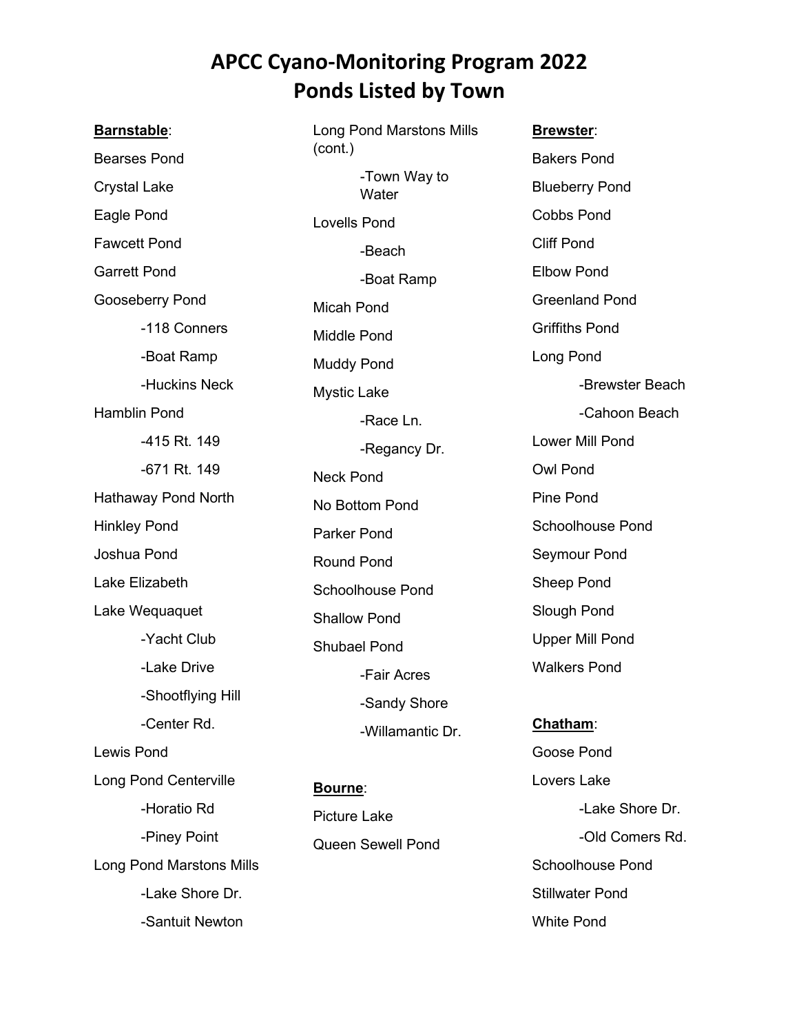# APCC Cyano-Monitoring Program 2022
# Ponds Listed by Town

**Barnstable**:

Bearses Pond

Crystal Lake

Eagle Pond

Fawcett Pond

Garrett Pond

Gooseberry Pond

- -118 Conners
- -Boat Ramp
- -Huckins Neck

Hamblin Pond

- -415 Rt. 149
- -671 Rt. 149

Hathaway Pond North

Hinkley Pond

Joshua Pond

Lake Elizabeth

Lake Wequaquet

- -Yacht Club
- -Lake Drive
- -Shootflying Hill
- -Center Rd.

Lewis Pond

Long Pond Centerville

- -Horatio Rd
- -Piney Point

Long Pond Marstons Mills

- -Lake Shore Dr.
- -Santuit Newton

Long Pond Marstons Mills (cont.)

- -Town Way to Water

Lovells Pond

- -Beach
- -Boat Ramp

Micah Pond

Middle Pond

Muddy Pond

Mystic Lake

- -Race Ln.
- -Regancy Dr.

Neck Pond

No Bottom Pond

Parker Pond

Round Pond

Schoolhouse Pond

Shallow Pond

Shubael Pond

- -Fair Acres
- -Sandy Shore
- -Willamantic Dr.

**Bourne**:

Picture Lake

Queen Sewell Pond

**Brewster**:

Bakers Pond

Blueberry Pond

Cobbs Pond

Cliff Pond

Elbow Pond

Greenland Pond

Griffiths Pond

Long Pond

- -Brewster Beach
- -Cahoon Beach

Lower Mill Pond

Owl Pond

Pine Pond

Schoolhouse Pond

Seymour Pond

Sheep Pond

Slough Pond

Upper Mill Pond

Walkers Pond

**Chatham**:

Goose Pond

Lovers Lake

- -Lake Shore Dr.
- -Old Comers Rd.

Schoolhouse Pond

Stillwater Pond

White Pond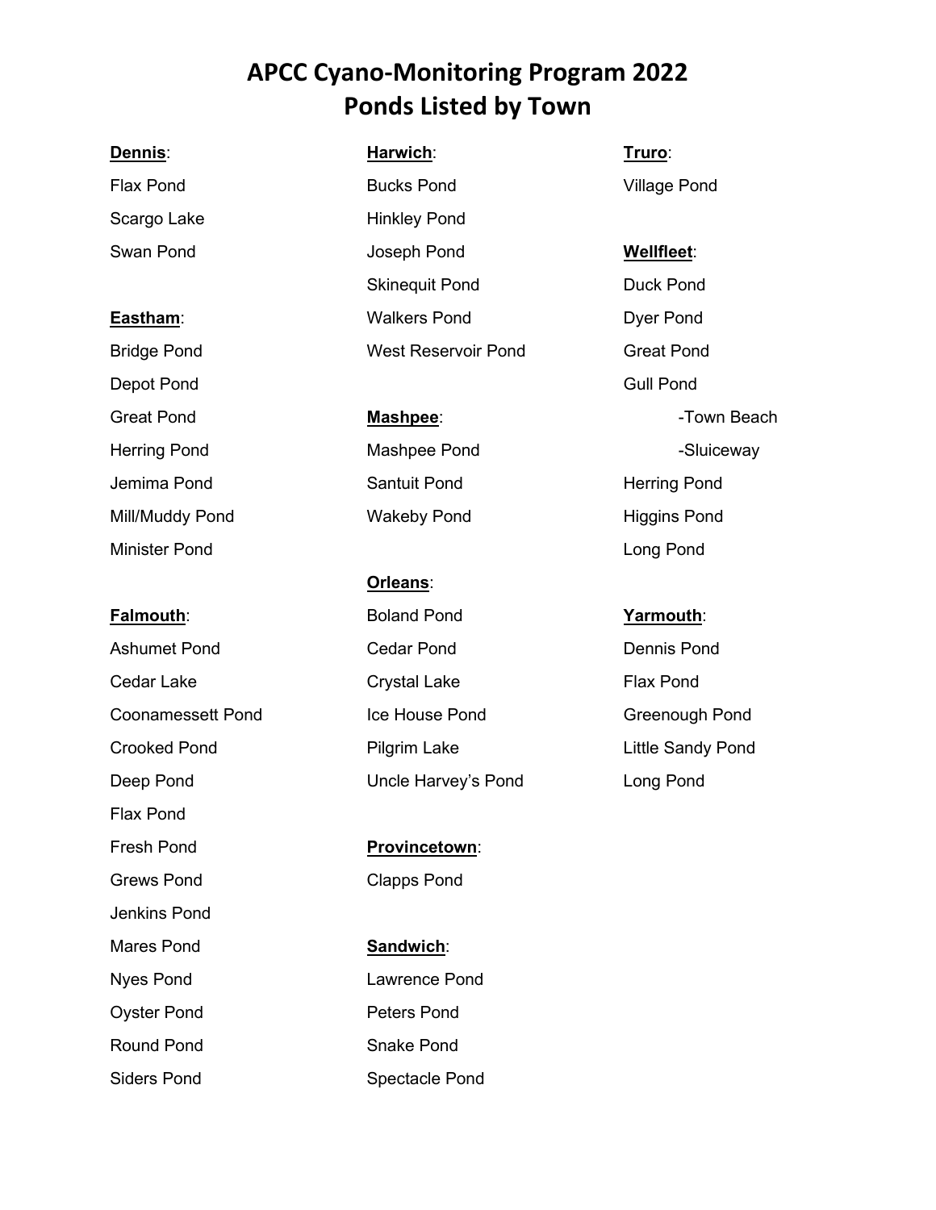# APCC Cyano-Monitoring Program 2022
# Ponds Listed by Town

**Dennis**:

Flax Pond
Scargo Lake
Swan Pond

**Eastham**:

Bridge Pond
Depot Pond
Great Pond
Herring Pond
Jemima Pond
Mill/Muddy Pond
Minister Pond

**Falmouth**:

Ashumet Pond
Cedar Lake
Coonamessett Pond
Crooked Pond
Deep Pond
Flax Pond
Fresh Pond
Grews Pond
Jenkins Pond
Mares Pond
Nyes Pond
Oyster Pond
Round Pond
Siders Pond

**Harwich**:

Bucks Pond
Hinkley Pond
Joseph Pond
Skinequit Pond
Walkers Pond
West Reservoir Pond

**Mashpee**:

Mashpee Pond
Santuit Pond
Wakeby Pond

**Orleans**:

Boland Pond
Cedar Pond
Crystal Lake
Ice House Pond
Pilgrim Lake
Uncle Harvey's Pond

**Provincetown**:

Clapps Pond

**Sandwich**:

Lawrence Pond
Peters Pond
Snake Pond
Spectacle Pond

**Truro**:

Village Pond

**Wellfleet**:

Duck Pond
Dyer Pond
Great Pond
Gull Pond
- -Town Beach
- -Sluiceway

Herring Pond
Higgins Pond
Long Pond

**Yarmouth**:

Dennis Pond
Flax Pond
Greenough Pond
Little Sandy Pond
Long Pond